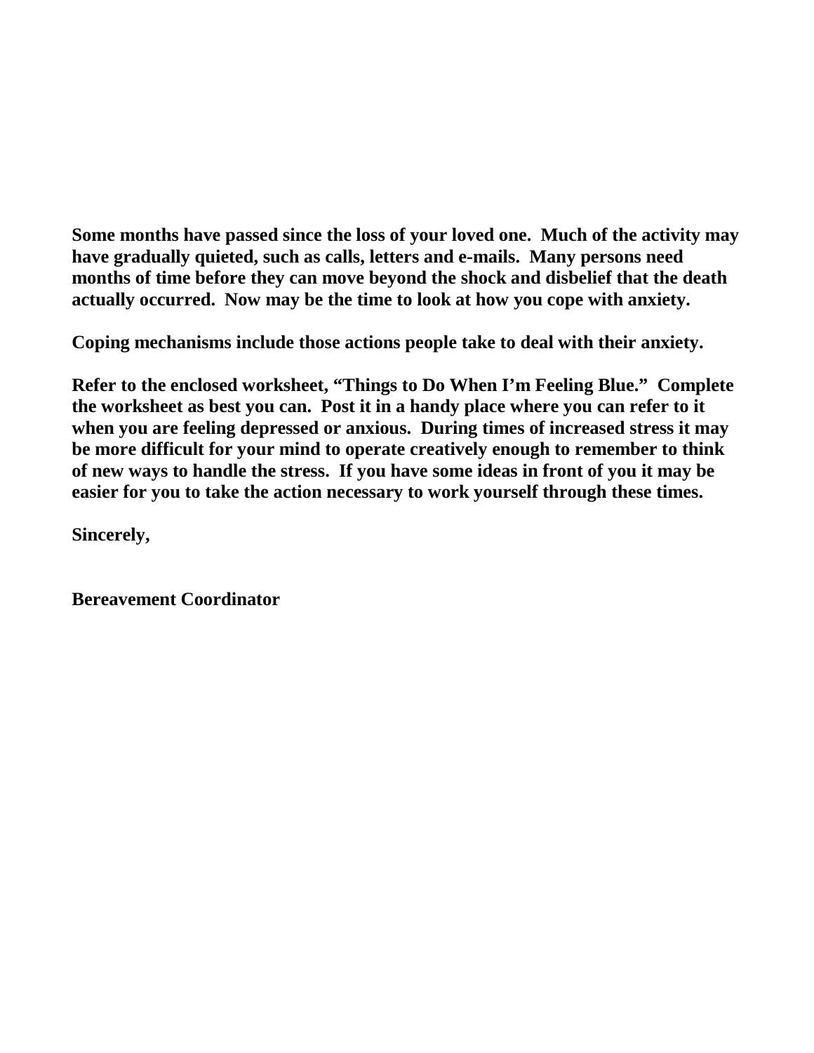**Some months have passed since the loss of your loved one. Much of the activity may have gradually quieted, such as calls, letters and e-mails. Many persons need months of time before they can move beyond the shock and disbelief that the death actually occurred. Now may be the time to look at how you cope with anxiety.**

**Coping mechanisms include those actions people take to deal with their anxiety.**

**Refer to the enclosed worksheet, "Things to Do When I'm Feeling Blue." Complete the worksheet as best you can. Post it in a handy place where you can refer to it when you are feeling depressed or anxious. During times of increased stress it may be more difficult for your mind to operate creatively enough to remember to think of new ways to handle the stress. If you have some ideas in front of you it may be easier for you to take the action necessary to work yourself through these times.**

**Sincerely,**

**Bereavement Coordinator**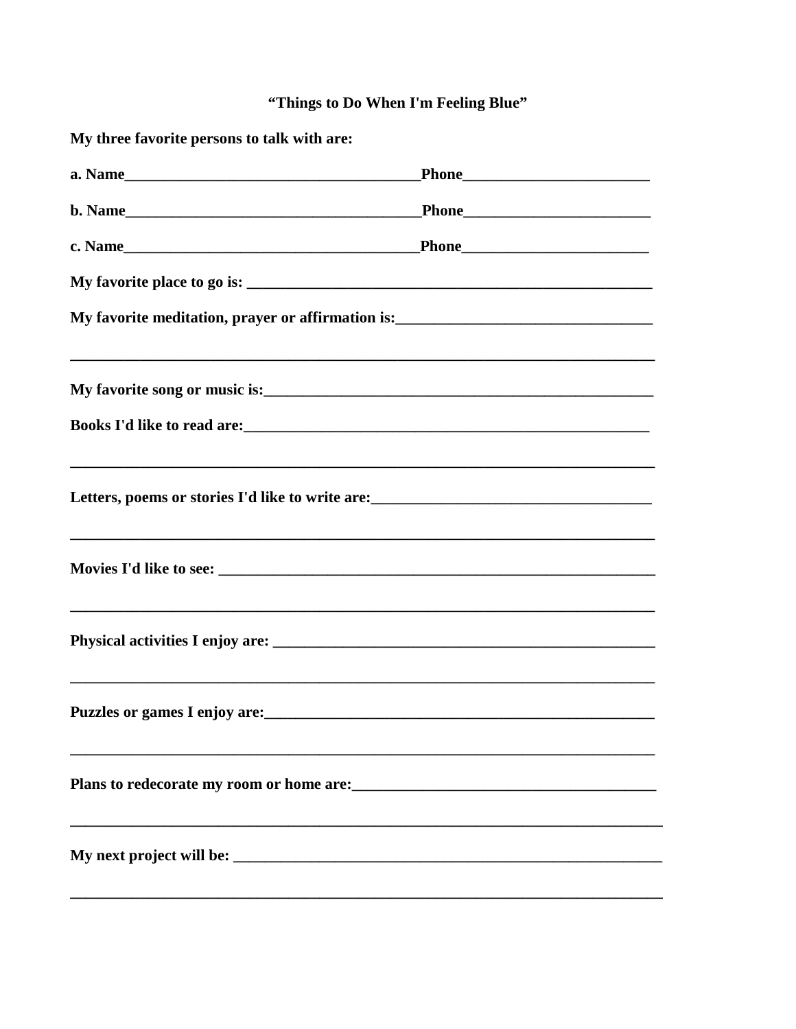**“Things to Do When I'm Feeling Blue”**

**My three favorite persons to talk with are:**

**a. Name______________________________________Phone________________________**

**b. Name______________________________________Phone________________________**

**c. Name______________________________________Phone________________________**

**My favorite place to go is: ____________________________________________________**

**My favorite meditation, prayer or affirmation is:_________________________________**

**___________________________________________________________________________**

**My favorite song or music is:__________________________________________________**

**Books I'd like to read are:_____________________________________________________**

**___________________________________________________________________________**

**Letters, poems or stories I'd like to write are:___________________________________**

**___________________________________________________________________________**

**Movies I'd like to see: ________________________________________________________**

**___________________________________________________________________________**

**Physical activities I enjoy are: _________________________________________________**

**___________________________________________________________________________**

**Puzzles or games I enjoy are:__________________________________________________**

**___________________________________________________________________________**

**Plans to redecorate my room or home are:_______________________________________**

**____________________________________________________________________________**

**My next project will be: ________________________________________________________**

**____________________________________________________________________________**